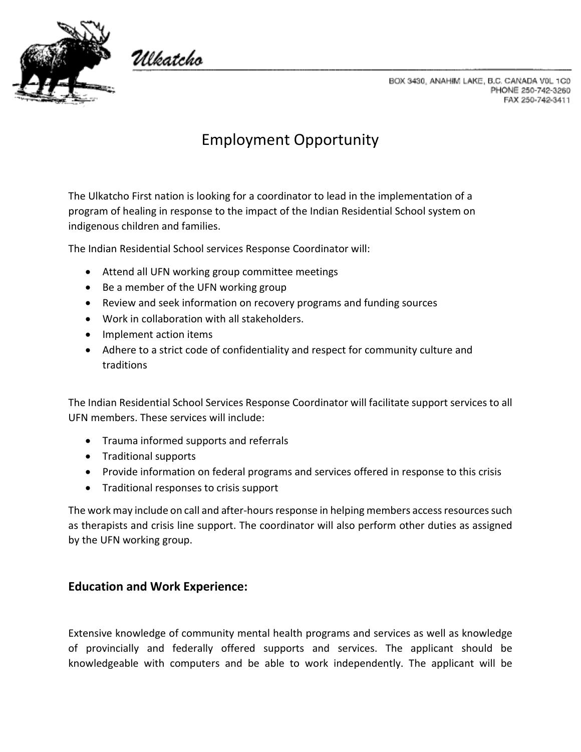Ulkatcho

BOX 3430, ANAHIM LAKE, B.C. CANADA V0L 1C0
PHONE 250-742-3260
FAX 250-742-3411

# Employment Opportunity

The Ulkatcho First nation is looking for a coordinator to lead in the implementation of a program of healing in response to the impact of the Indian Residential School system on indigenous children and families.

The Indian Residential School services Response Coordinator will:

- Attend all UFN working group committee meetings
- Be a member of the UFN working group
- Review and seek information on recovery programs and funding sources
- Work in collaboration with all stakeholders.
- Implement action items
- Adhere to a strict code of confidentiality and respect for community culture and traditions

The Indian Residential School Services Response Coordinator will facilitate support services to all UFN members. These services will include:

- Trauma informed supports and referrals
- Traditional supports
- Provide information on federal programs and services offered in response to this crisis
- Traditional responses to crisis support

The work may include on call and after-hours response in helping members access resources such as therapists and crisis line support. The coordinator will also perform other duties as assigned by the UFN working group.

## Education and Work Experience:

Extensive knowledge of community mental health programs and services as well as knowledge of provincially and federally offered supports and services. The applicant should be knowledgeable with computers and be able to work independently. The applicant will be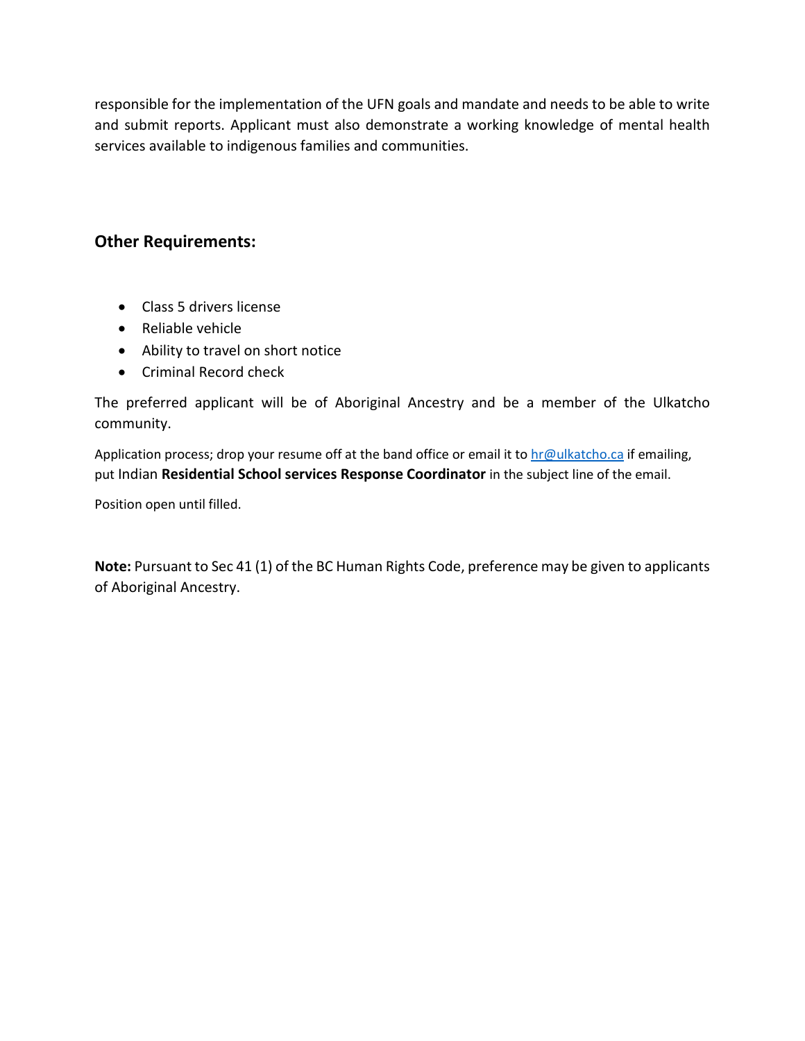responsible for the implementation of the UFN goals and mandate and needs to be able to write and submit reports. Applicant must also demonstrate a working knowledge of mental health services available to indigenous families and communities.

## Other Requirements:

- Class 5 drivers license
- Reliable vehicle
- Ability to travel on short notice
- Criminal Record check

The preferred applicant will be of Aboriginal Ancestry and be a member of the Ulkatcho community.

Application process; drop your resume off at the band office or email it to hr@ulkatcho.ca if emailing, put Indian **Residential School services Response Coordinator** in the subject line of the email.

Position open until filled.

**Note:** Pursuant to Sec 41 (1) of the BC Human Rights Code, preference may be given to applicants of Aboriginal Ancestry.